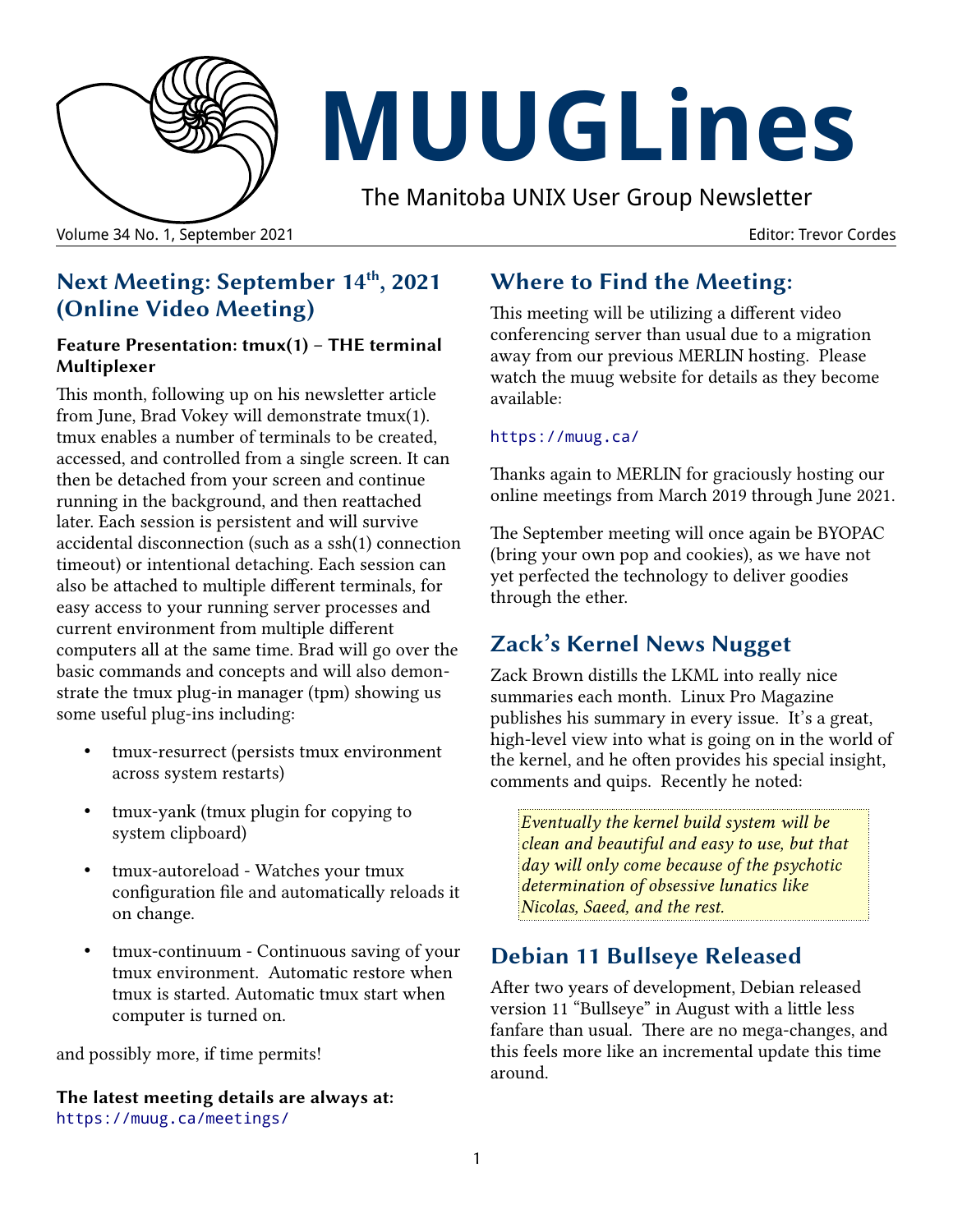# MUUGLines

The Manitoba UNIX User Group Newsletter

Volume 34 No. 1, September 2021 — Editor: Trevor Cordes

## Next Meeting: September 14th, 2021 (Online Video Meeting)

### Feature Presentation: tmux(1) – THE terminal Multiplexer

This month, following up on his newsletter article from June, Brad Vokey will demonstrate tmux(1). tmux enables a number of terminals to be created, accessed, and controlled from a single screen. It can then be detached from your screen and continue running in the background, and then reattached later. Each session is persistent and will survive accidental disconnection (such as a ssh(1) connection timeout) or intentional detaching. Each session can also be attached to multiple different terminals, for easy access to your running server processes and current environment from multiple different computers all at the same time. Brad will go over the basic commands and concepts and will also demonstrate the tmux plug-in manager (tpm) showing us some useful plug-ins including:

- tmux-resurrect (persists tmux environment across system restarts)
- tmux-yank (tmux plugin for copying to system clipboard)
- tmux-autoreload - Watches your tmux configuration file and automatically reloads it on change.
- tmux-continuum - Continuous saving of your tmux environment. Automatic restore when tmux is started. Automatic tmux start when computer is turned on.

and possibly more, if time permits!

**The latest meeting details are always at:**
https://muug.ca/meetings/

## Where to Find the Meeting:

This meeting will be utilizing a different video conferencing server than usual due to a migration away from our previous MERLIN hosting. Please watch the muug website for details as they become available:

https://muug.ca/

Thanks again to MERLIN for graciously hosting our online meetings from March 2019 through June 2021.

The September meeting will once again be BYOPAC (bring your own pop and cookies), as we have not yet perfected the technology to deliver goodies through the ether.

## Zack's Kernel News Nugget

Zack Brown distills the LKML into really nice summaries each month. Linux Pro Magazine publishes his summary in every issue. It's a great, high-level view into what is going on in the world of the kernel, and he often provides his special insight, comments and quips. Recently he noted:

> *Eventually the kernel build system will be clean and beautiful and easy to use, but that day will only come because of the psychotic determination of obsessive lunatics like Nicolas, Saeed, and the rest.*

## Debian 11 Bullseye Released

After two years of development, Debian released version 11 "Bullseye" in August with a little less fanfare than usual. There are no mega-changes, and this feels more like an incremental update this time around.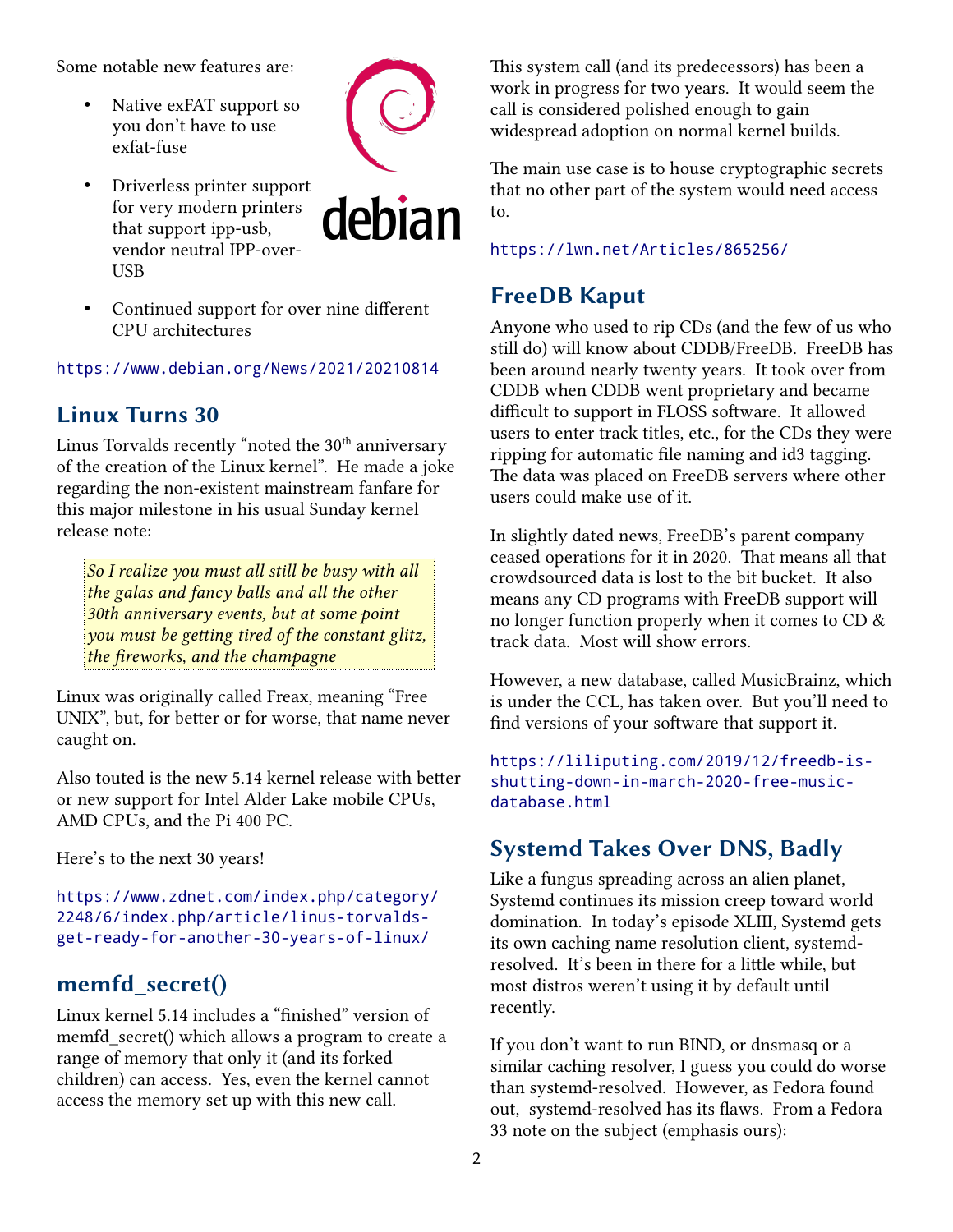Some notable new features are:

- Native exFAT support so you don't have to use exfat-fuse
- Driverless printer support for very modern printers that support ipp-usb, vendor neutral IPP-over-USB
- Continued support for over nine different CPU architectures

https://www.debian.org/News/2021/20210814

## Linux Turns 30

Linus Torvalds recently "noted the 30th anniversary of the creation of the Linux kernel". He made a joke regarding the non-existent mainstream fanfare for this major milestone in his usual Sunday kernel release note:

> *So I realize you must all still be busy with all the galas and fancy balls and all the other 30th anniversary events, but at some point you must be getting tired of the constant glitz, the fireworks, and the champagne*

Linux was originally called Freax, meaning "Free UNIX", but, for better or for worse, that name never caught on.

Also touted is the new 5.14 kernel release with better or new support for Intel Alder Lake mobile CPUs, AMD CPUs, and the Pi 400 PC.

Here's to the next 30 years!

https://www.zdnet.com/index.php/category/2248/6/index.php/article/linus-torvalds-get-ready-for-another-30-years-of-linux/

## memfd_secret()

Linux kernel 5.14 includes a "finished" version of memfd_secret() which allows a program to create a range of memory that only it (and its forked children) can access. Yes, even the kernel cannot access the memory set up with this new call.

This system call (and its predecessors) has been a work in progress for two years. It would seem the call is considered polished enough to gain widespread adoption on normal kernel builds.

The main use case is to house cryptographic secrets that no other part of the system would need access to.

https://lwn.net/Articles/865256/

## FreeDB Kaput

Anyone who used to rip CDs (and the few of us who still do) will know about CDDB/FreeDB. FreeDB has been around nearly twenty years. It took over from CDDB when CDDB went proprietary and became difficult to support in FLOSS software. It allowed users to enter track titles, etc., for the CDs they were ripping for automatic file naming and id3 tagging. The data was placed on FreeDB servers where other users could make use of it.

In slightly dated news, FreeDB's parent company ceased operations for it in 2020. That means all that crowdsourced data is lost to the bit bucket. It also means any CD programs with FreeDB support will no longer function properly when it comes to CD & track data. Most will show errors.

However, a new database, called MusicBrainz, which is under the CCL, has taken over. But you'll need to find versions of your software that support it.

https://liliputing.com/2019/12/freedb-is-shutting-down-in-march-2020-free-music-database.html

## Systemd Takes Over DNS, Badly

Like a fungus spreading across an alien planet, Systemd continues its mission creep toward world domination. In today's episode XLIII, Systemd gets its own caching name resolution client, systemd-resolved. It's been in there for a little while, but most distros weren't using it by default until recently.

If you don't want to run BIND, or dnsmasq or a similar caching resolver, I guess you could do worse than systemd-resolved. However, as Fedora found out, systemd-resolved has its flaws. From a Fedora 33 note on the subject (emphasis ours):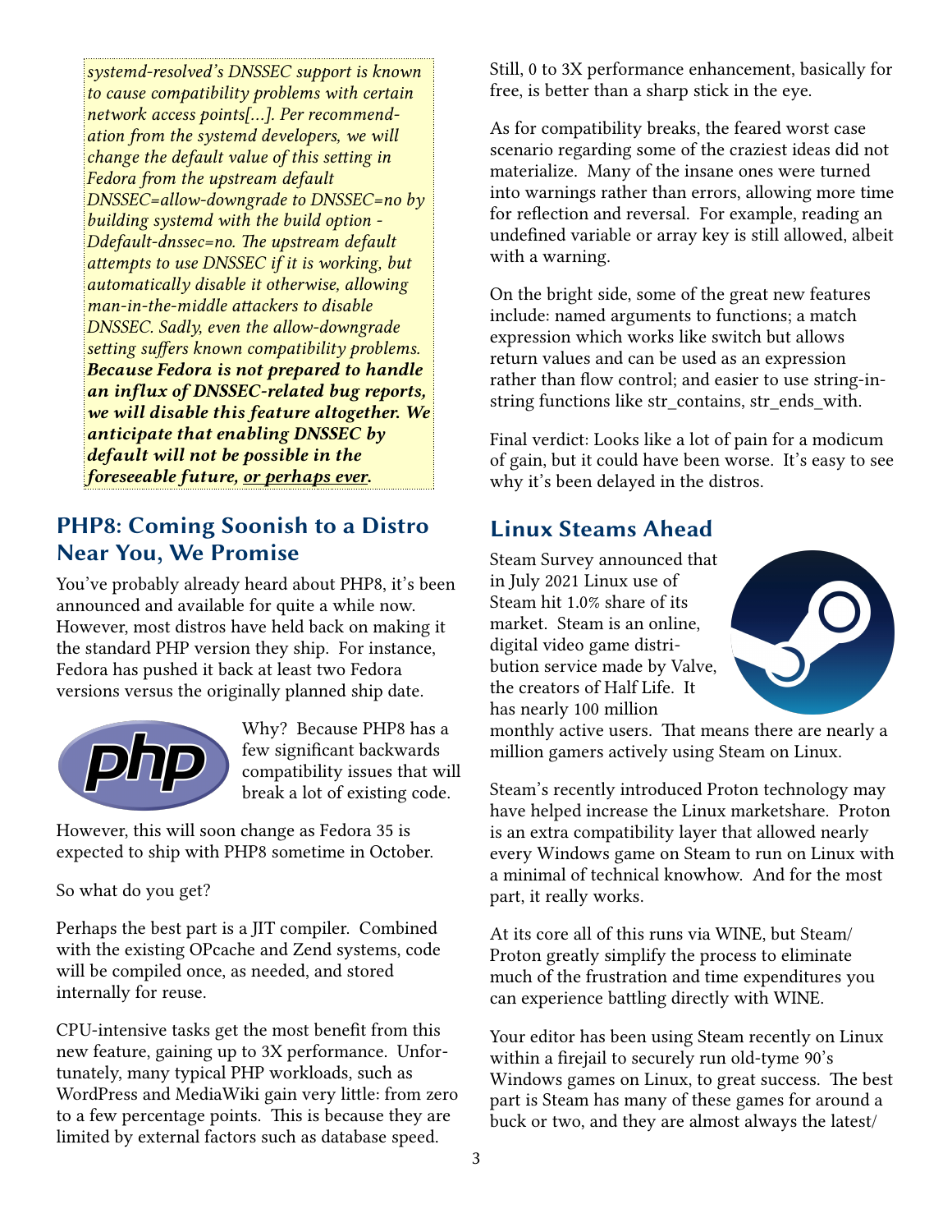*systemd-resolved's DNSSEC support is known to cause compatibility problems with certain network access points[...]. Per recommendation from the systemd developers, we will change the default value of this setting in Fedora from the upstream default DNSSEC=allow-downgrade to DNSSEC=no by building systemd with the build option -Ddefault-dnssec=no. The upstream default attempts to use DNSSEC if it is working, but automatically disable it otherwise, allowing man-in-the-middle attackers to disable DNSSEC. Sadly, even the allow-downgrade setting suffers known compatibility problems.* ***Because Fedora is not prepared to handle an influx of DNSSEC-related bug reports, we will disable this feature altogether. We anticipate that enabling DNSSEC by default will not be possible in the foreseeable future, <u>or perhaps ever</u>.***

## PHP8: Coming Soonish to a Distro Near You, We Promise

You've probably already heard about PHP8, it's been announced and available for quite a while now. However, most distros have held back on making it the standard PHP version they ship. For instance, Fedora has pushed it back at least two Fedora versions versus the originally planned ship date.

Why? Because PHP8 has a few significant backwards compatibility issues that will break a lot of existing code.

However, this will soon change as Fedora 35 is expected to ship with PHP8 sometime in October.

So what do you get?

Perhaps the best part is a JIT compiler. Combined with the existing OPcache and Zend systems, code will be compiled once, as needed, and stored internally for reuse.

CPU-intensive tasks get the most benefit from this new feature, gaining up to 3X performance. Unfortunately, many typical PHP workloads, such as WordPress and MediaWiki gain very little: from zero to a few percentage points. This is because they are limited by external factors such as database speed.

Still, 0 to 3X performance enhancement, basically for free, is better than a sharp stick in the eye.

As for compatibility breaks, the feared worst case scenario regarding some of the craziest ideas did not materialize. Many of the insane ones were turned into warnings rather than errors, allowing more time for reflection and reversal. For example, reading an undefined variable or array key is still allowed, albeit with a warning.

On the bright side, some of the great new features include: named arguments to functions; a match expression which works like switch but allows return values and can be used as an expression rather than flow control; and easier to use string-in-string functions like str_contains, str_ends_with.

Final verdict: Looks like a lot of pain for a modicum of gain, but it could have been worse. It's easy to see why it's been delayed in the distros.

## Linux Steams Ahead

Steam Survey announced that in July 2021 Linux use of Steam hit 1.0% share of its market. Steam is an online, digital video game distribution service made by Valve, the creators of Half Life. It has nearly 100 million monthly active users. That means there are nearly a million gamers actively using Steam on Linux.

Steam's recently introduced Proton technology may have helped increase the Linux marketshare. Proton is an extra compatibility layer that allowed nearly every Windows game on Steam to run on Linux with a minimal of technical knowhow. And for the most part, it really works.

At its core all of this runs via WINE, but Steam/ Proton greatly simplify the process to eliminate much of the frustration and time expenditures you can experience battling directly with WINE.

Your editor has been using Steam recently on Linux within a firejail to securely run old-tyme 90's Windows games on Linux, to great success. The best part is Steam has many of these games for around a buck or two, and they are almost always the latest/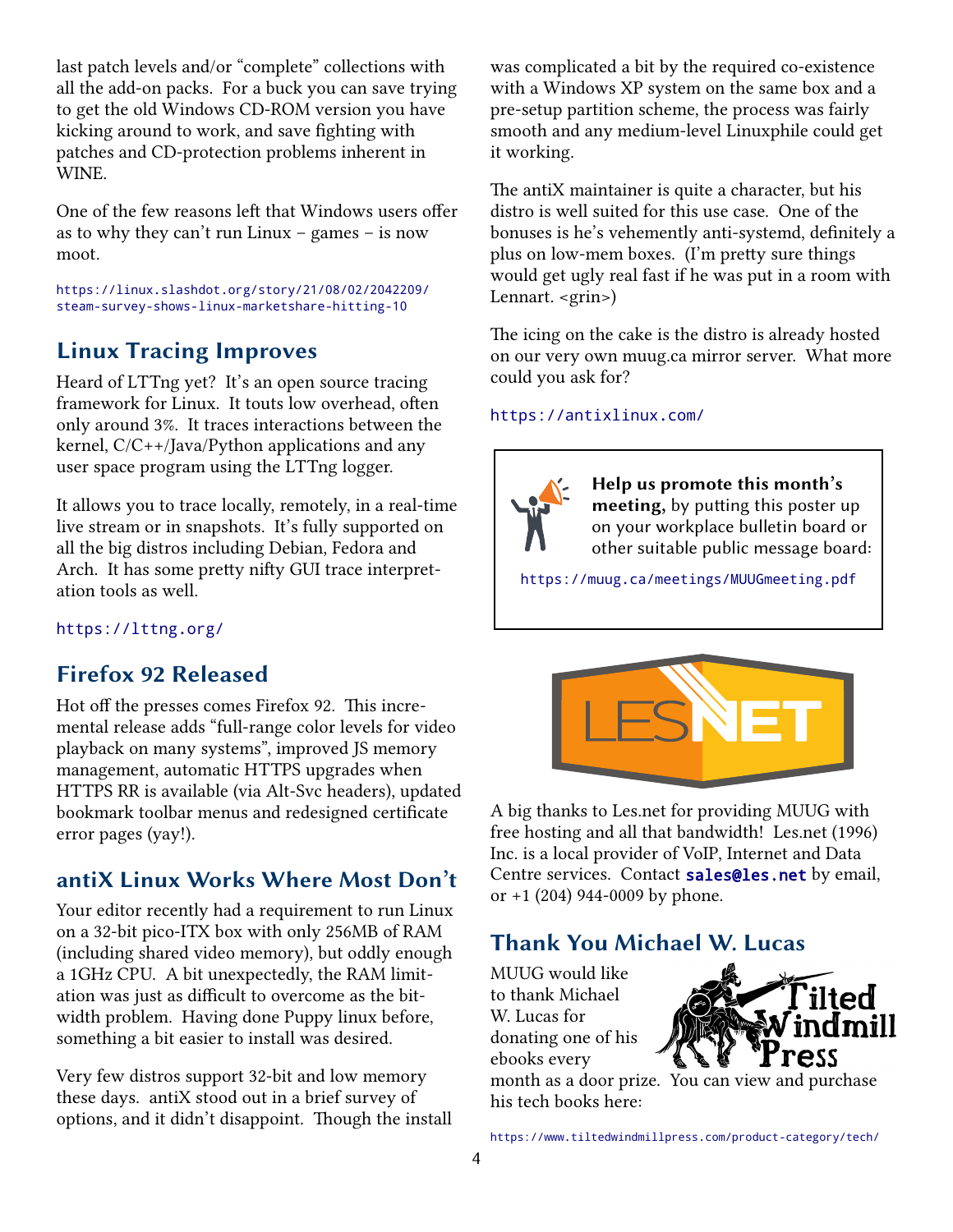last patch levels and/or "complete" collections with all the add-on packs. For a buck you can save trying to get the old Windows CD-ROM version you have kicking around to work, and save fighting with patches and CD-protection problems inherent in WINE.

One of the few reasons left that Windows users offer as to why they can't run Linux – games – is now moot.

https://linux.slashdot.org/story/21/08/02/2042209/steam-survey-shows-linux-marketshare-hitting-10

## Linux Tracing Improves

Heard of LTTng yet? It's an open source tracing framework for Linux. It touts low overhead, often only around 3%. It traces interactions between the kernel, C/C++/Java/Python applications and any user space program using the LTTng logger.

It allows you to trace locally, remotely, in a real-time live stream or in snapshots. It's fully supported on all the big distros including Debian, Fedora and Arch. It has some pretty nifty GUI trace interpretation tools as well.

https://lttng.org/

## Firefox 92 Released

Hot off the presses comes Firefox 92. This incremental release adds "full-range color levels for video playback on many systems", improved JS memory management, automatic HTTPS upgrades when HTTPS RR is available (via Alt-Svc headers), updated bookmark toolbar menus and redesigned certificate error pages (yay!).

## antiX Linux Works Where Most Don't

Your editor recently had a requirement to run Linux on a 32-bit pico-ITX box with only 256MB of RAM (including shared video memory), but oddly enough a 1GHz CPU. A bit unexpectedly, the RAM limitation was just as difficult to overcome as the bit-width problem. Having done Puppy linux before, something a bit easier to install was desired.

Very few distros support 32-bit and low memory these days. antiX stood out in a brief survey of options, and it didn't disappoint. Though the install was complicated a bit by the required co-existence with a Windows XP system on the same box and a pre-setup partition scheme, the process was fairly smooth and any medium-level Linuxphile could get it working.

The antiX maintainer is quite a character, but his distro is well suited for this use case. One of the bonuses is he's vehemently anti-systemd, definitely a plus on low-mem boxes. (I'm pretty sure things would get ugly real fast if he was put in a room with Lennart. <grin>)

The icing on the cake is the distro is already hosted on our very own muug.ca mirror server. What more could you ask for?

https://antixlinux.com/

**Help us promote this month's meeting,** by putting this poster up on your workplace bulletin board or other suitable public message board:

https://muug.ca/meetings/MUUGmeeting.pdf

A big thanks to Les.net for providing MUUG with free hosting and all that bandwidth! Les.net (1996) Inc. is a local provider of VoIP, Internet and Data Centre services. Contact **sales@les.net** by email, or +1 (204) 944-0009 by phone.

## Thank You Michael W. Lucas

MUUG would like to thank Michael W. Lucas for donating one of his ebooks every month as a door prize. You can view and purchase his tech books here:

https://www.tiltedwindmillpress.com/product-category/tech/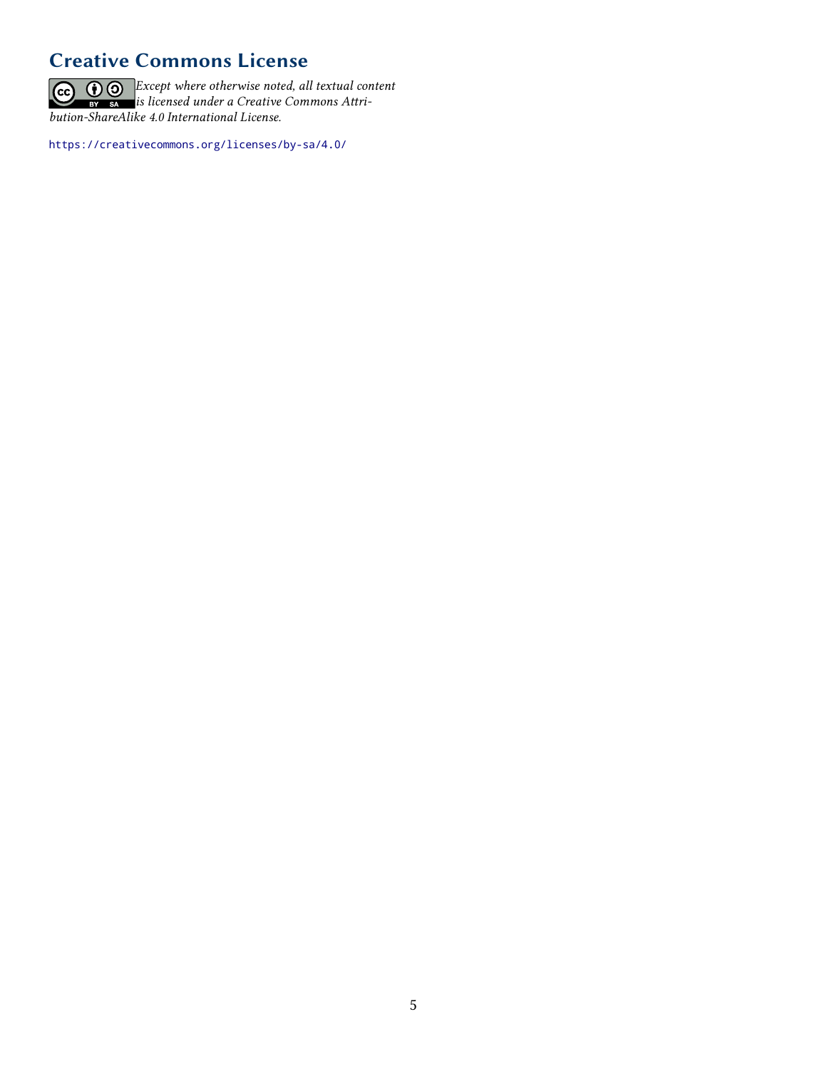## Creative Commons License

*Except where otherwise noted, all textual content is licensed under a Creative Commons Attribution-ShareAlike 4.0 International License.*

https://creativecommons.org/licenses/by-sa/4.0/